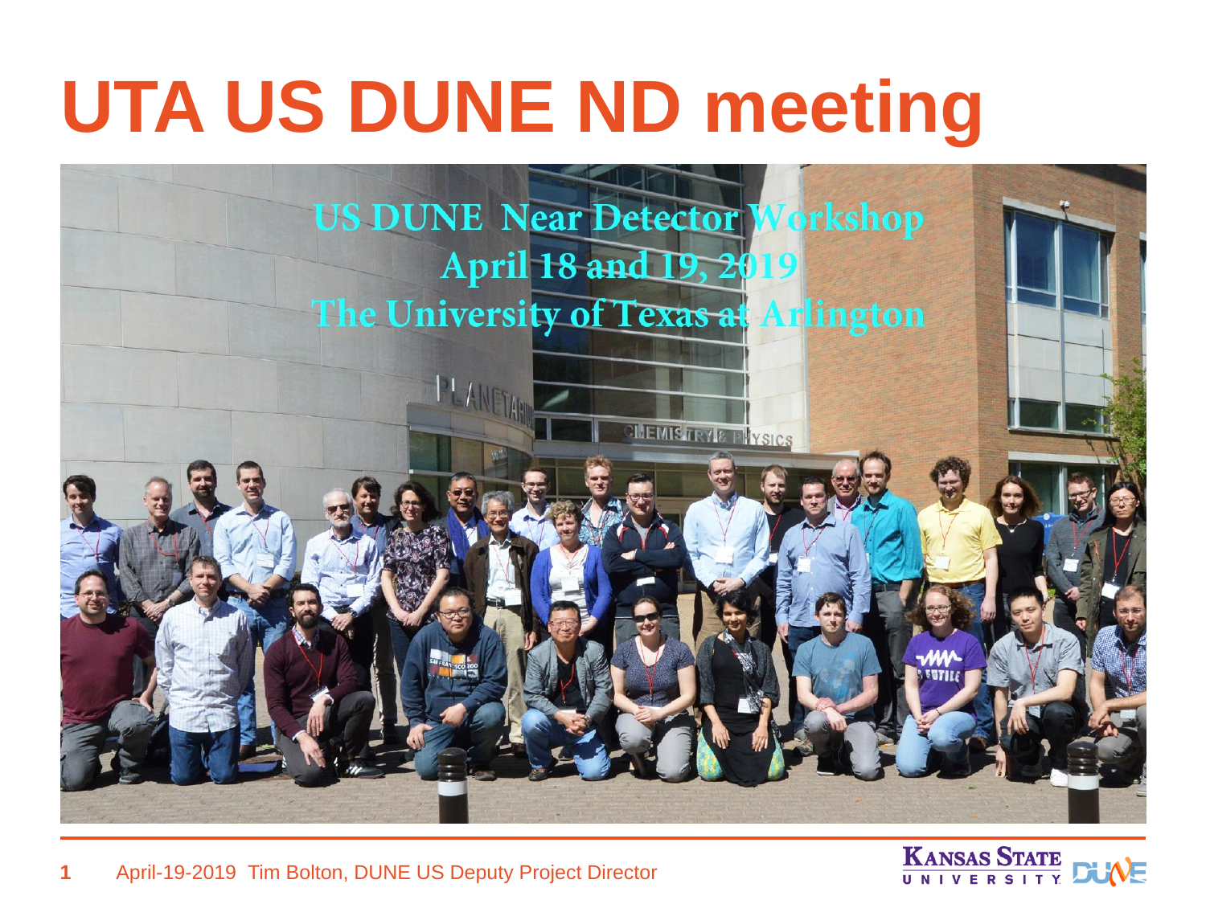# UTA US DUNE ND meeting

US DUNE Near Detector Workshop
April 18 and 19, 2019
The University of Texas at Arlington

April-19-2019 Tim Bolton, DUNE US Deputy Project Director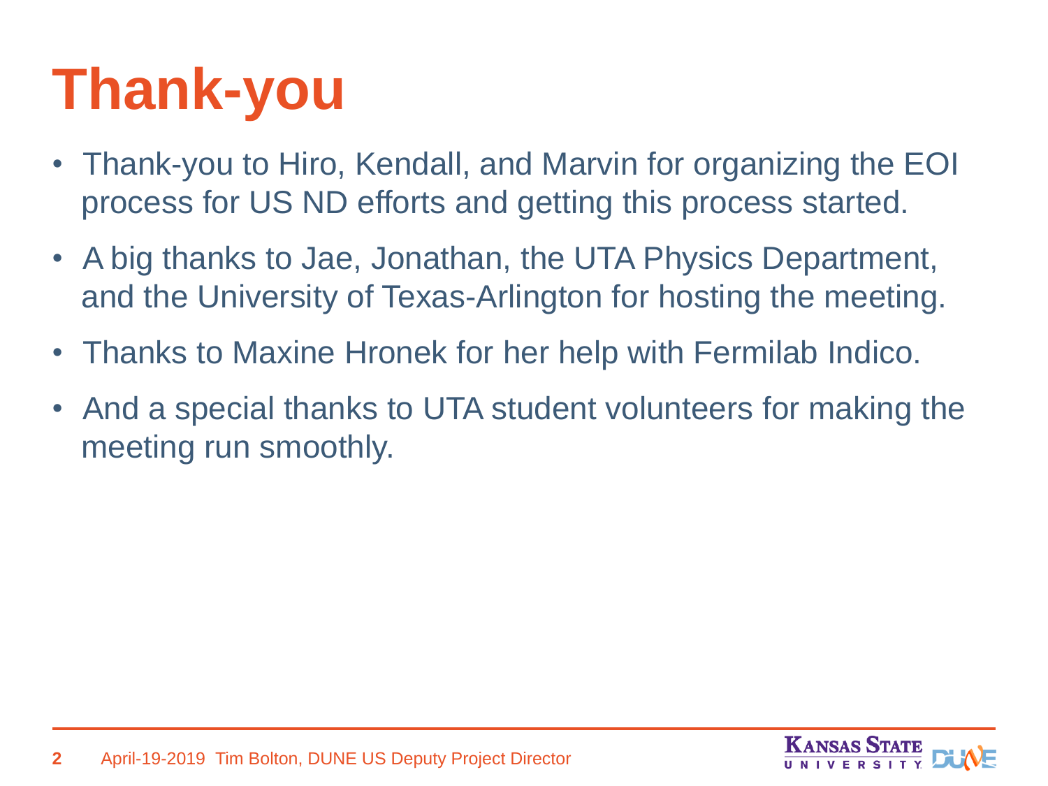# Thank-you

- Thank-you to Hiro, Kendall, and Marvin for organizing the EOI process for US ND efforts and getting this process started.
- A big thanks to Jae, Jonathan, the UTA Physics Department, and the University of Texas-Arlington for hosting the meeting.
- Thanks to Maxine Hronek for her help with Fermilab Indico.
- And a special thanks to UTA student volunteers for making the meeting run smoothly.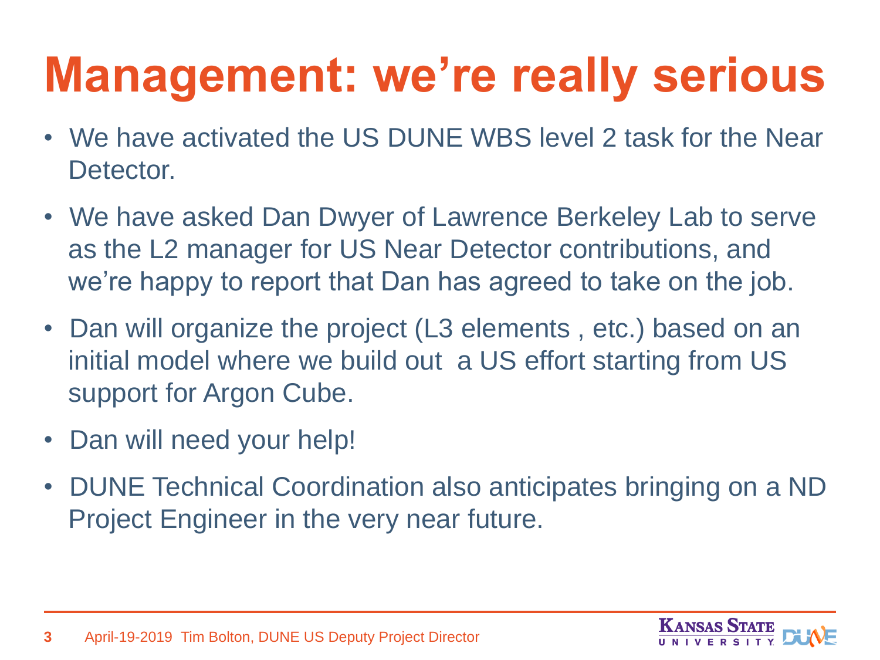# Management: we're really serious

- We have activated the US DUNE WBS level 2 task for the Near Detector.
- We have asked Dan Dwyer of Lawrence Berkeley Lab to serve as the L2 manager for US Near Detector contributions, and we're happy to report that Dan has agreed to take on the job.
- Dan will organize the project (L3 elements , etc.) based on an initial model where we build out a US effort starting from US support for Argon Cube.
- Dan will need your help!
- DUNE Technical Coordination also anticipates bringing on a ND Project Engineer in the very near future.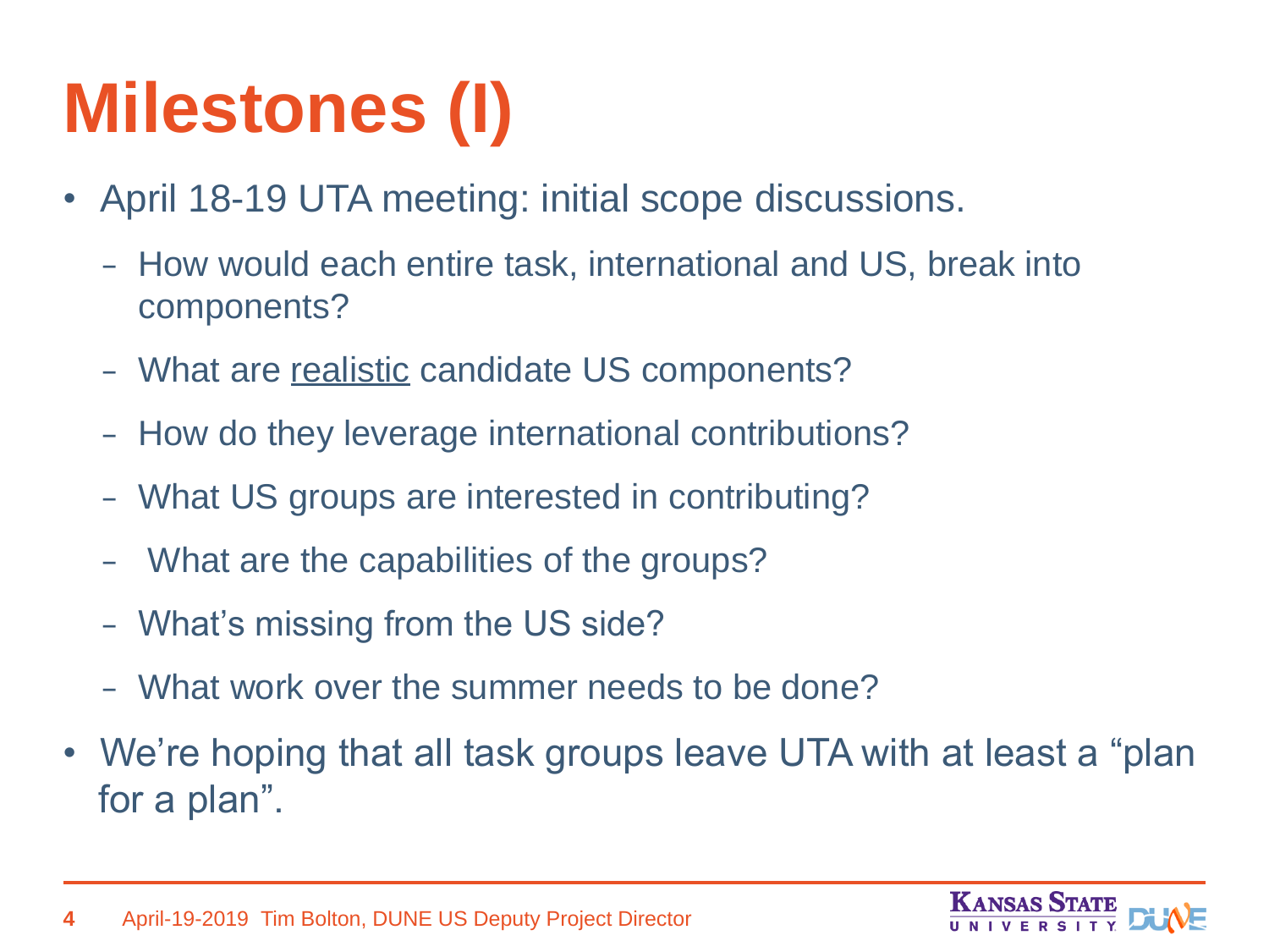# Milestones (I)

- April 18-19 UTA meeting: initial scope discussions.
  - How would each entire task, international and US, break into components?
  - What are <u>realistic</u> candidate US components?
  - How do they leverage international contributions?
  - What US groups are interested in contributing?
  - What are the capabilities of the groups?
  - What's missing from the US side?
  - What work over the summer needs to be done?
- We're hoping that all task groups leave UTA with at least a "plan for a plan".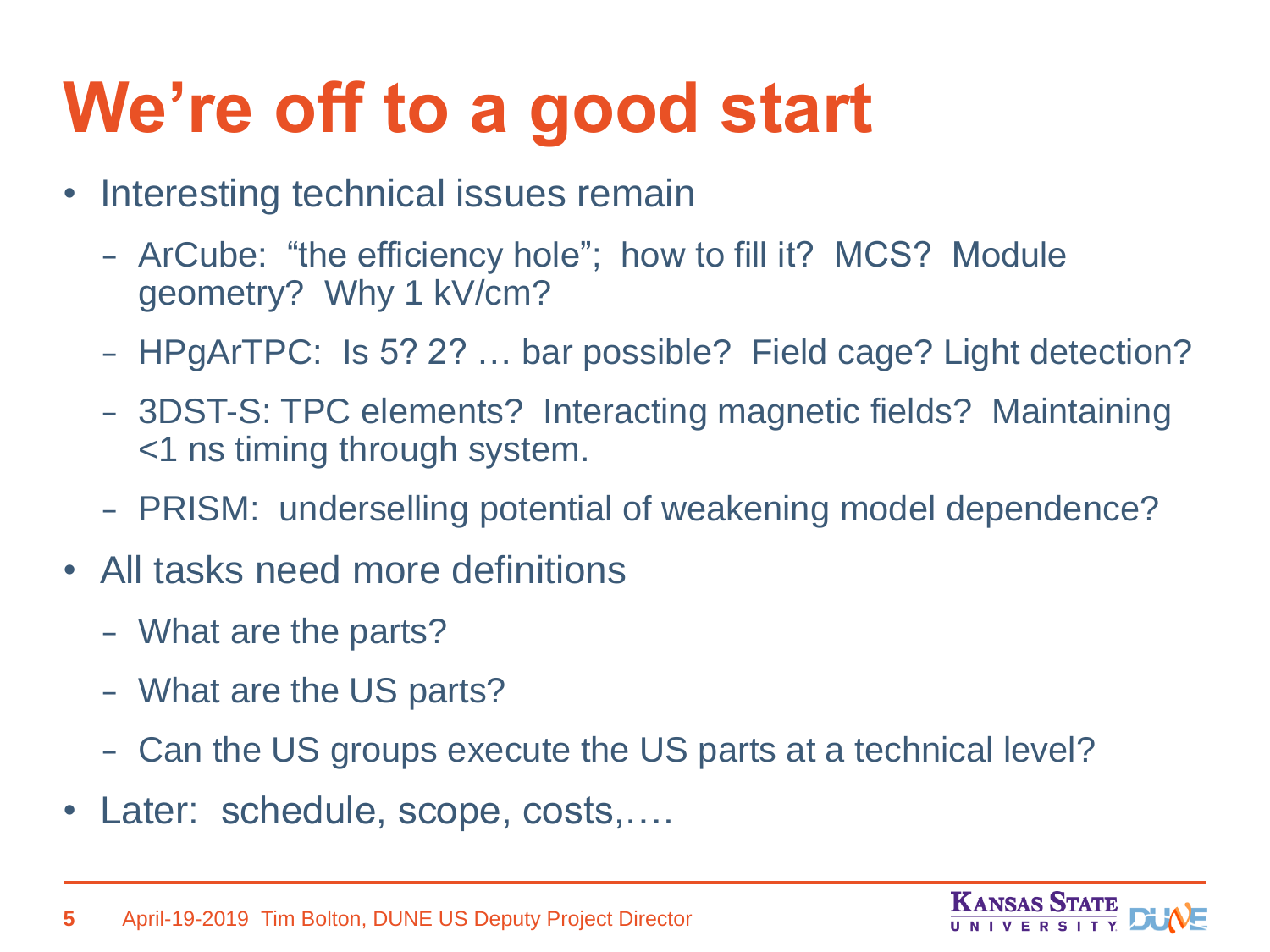# We're off to a good start

- Interesting technical issues remain
  - ArCube: "the efficiency hole"; how to fill it? MCS? Module geometry? Why 1 kV/cm?
  - HPgArTPC: Is 5? 2? … bar possible? Field cage? Light detection?
  - 3DST-S: TPC elements? Interacting magnetic fields? Maintaining <1 ns timing through system.
  - PRISM: underselling potential of weakening model dependence?
- All tasks need more definitions
  - What are the parts?
  - What are the US parts?
  - Can the US groups execute the US parts at a technical level?
- Later: schedule, scope, costs,….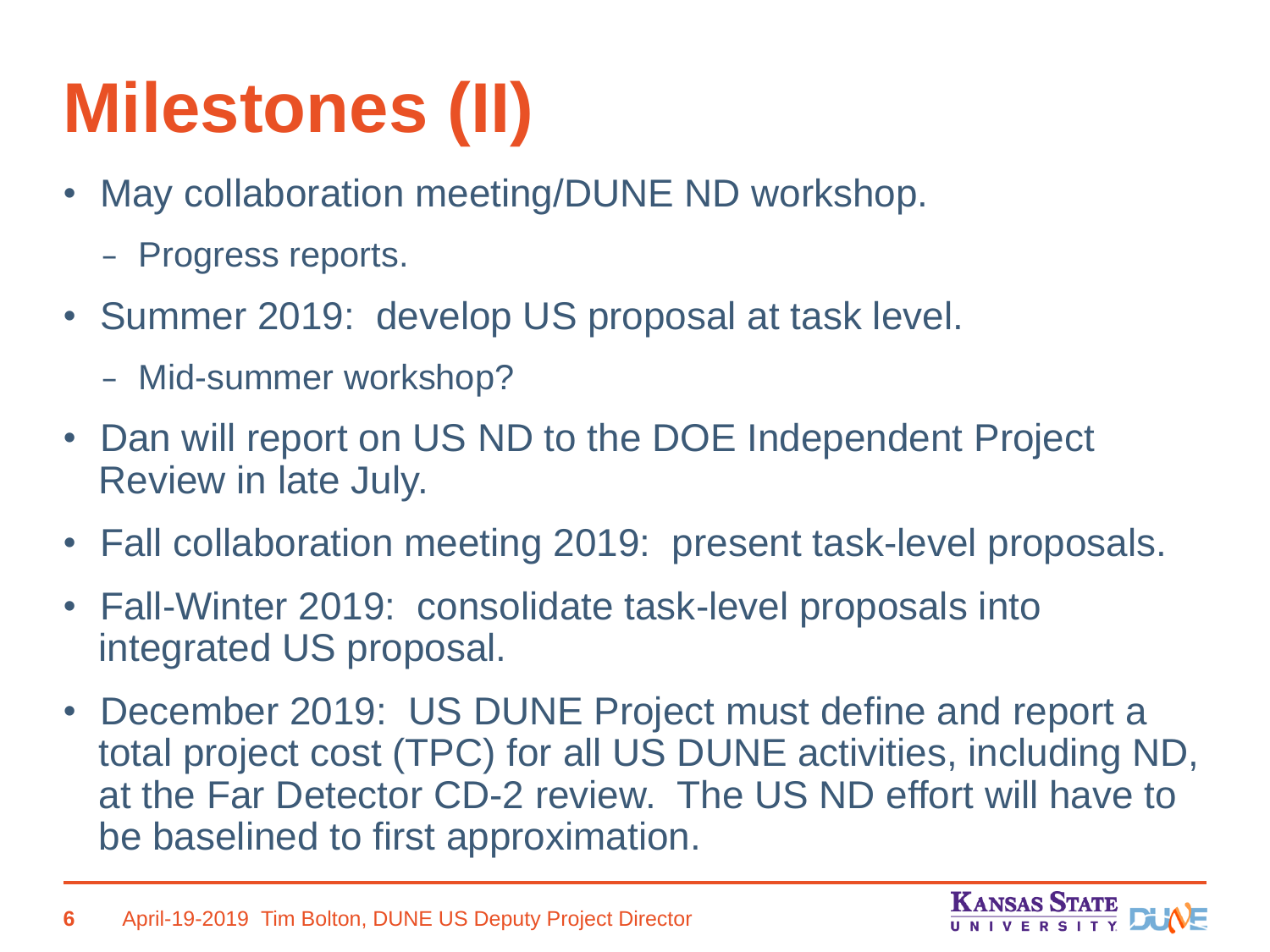# Milestones (II)

- May collaboration meeting/DUNE ND workshop.
  - Progress reports.
- Summer 2019: develop US proposal at task level.
  - Mid-summer workshop?
- Dan will report on US ND to the DOE Independent Project Review in late July.
- Fall collaboration meeting 2019: present task-level proposals.
- Fall-Winter 2019: consolidate task-level proposals into integrated US proposal.
- December 2019: US DUNE Project must define and report a total project cost (TPC) for all US DUNE activities, including ND, at the Far Detector CD-2 review. The US ND effort will have to be baselined to first approximation.